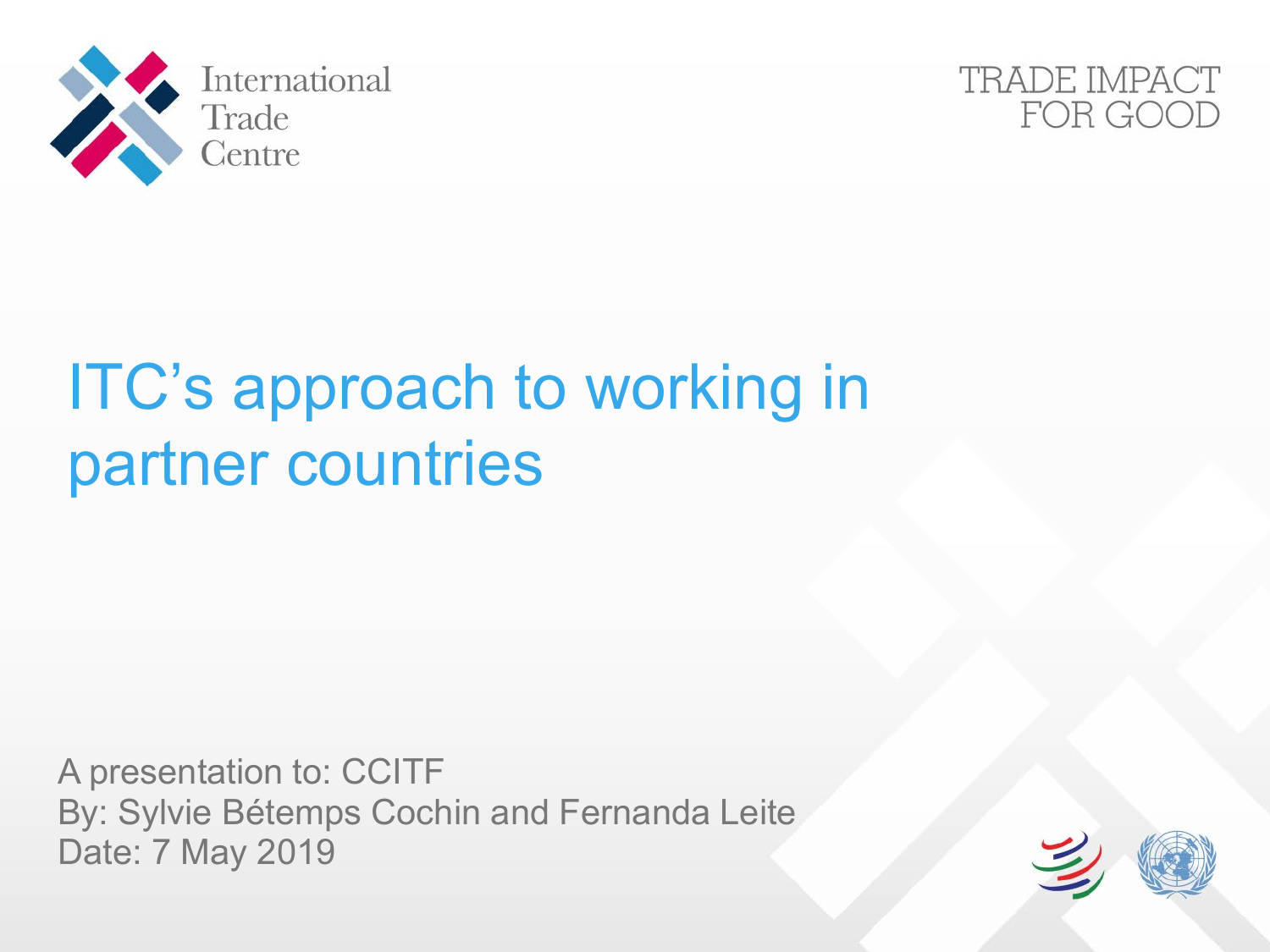International Trade Centre

TRADE IMPACT FOR GOOD

# ITC's approach to working in partner countries

A presentation to: CCITF
By: Sylvie Bétemps Cochin and Fernanda Leite
Date: 7 May 2019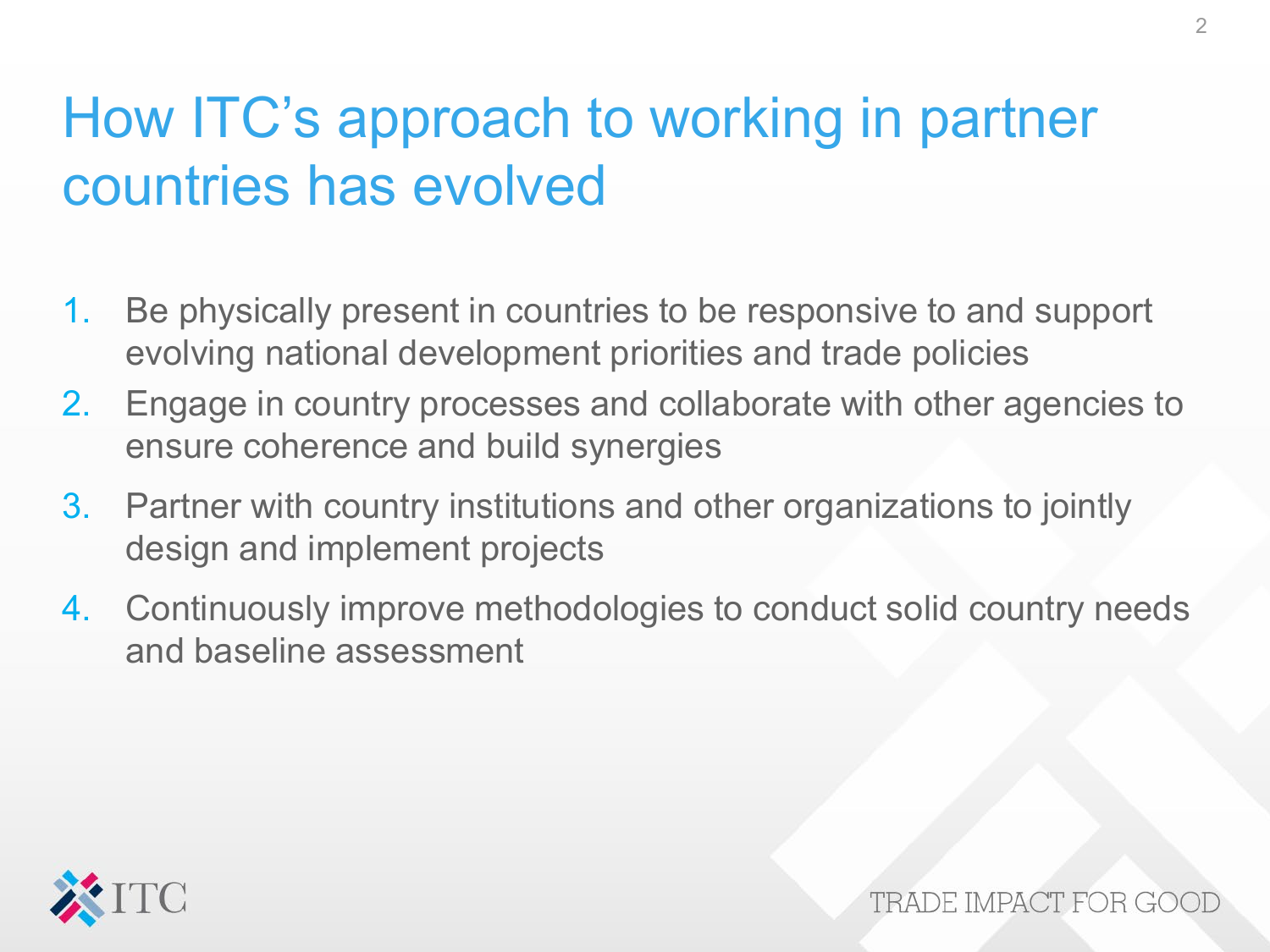# How ITC's approach to working in partner countries has evolved

1. Be physically present in countries to be responsive to and support evolving national development priorities and trade policies
2. Engage in country processes and collaborate with other agencies to ensure coherence and build synergies
3. Partner with country institutions and other organizations to jointly design and implement projects
4. Continuously improve methodologies to conduct solid country needs and baseline assessment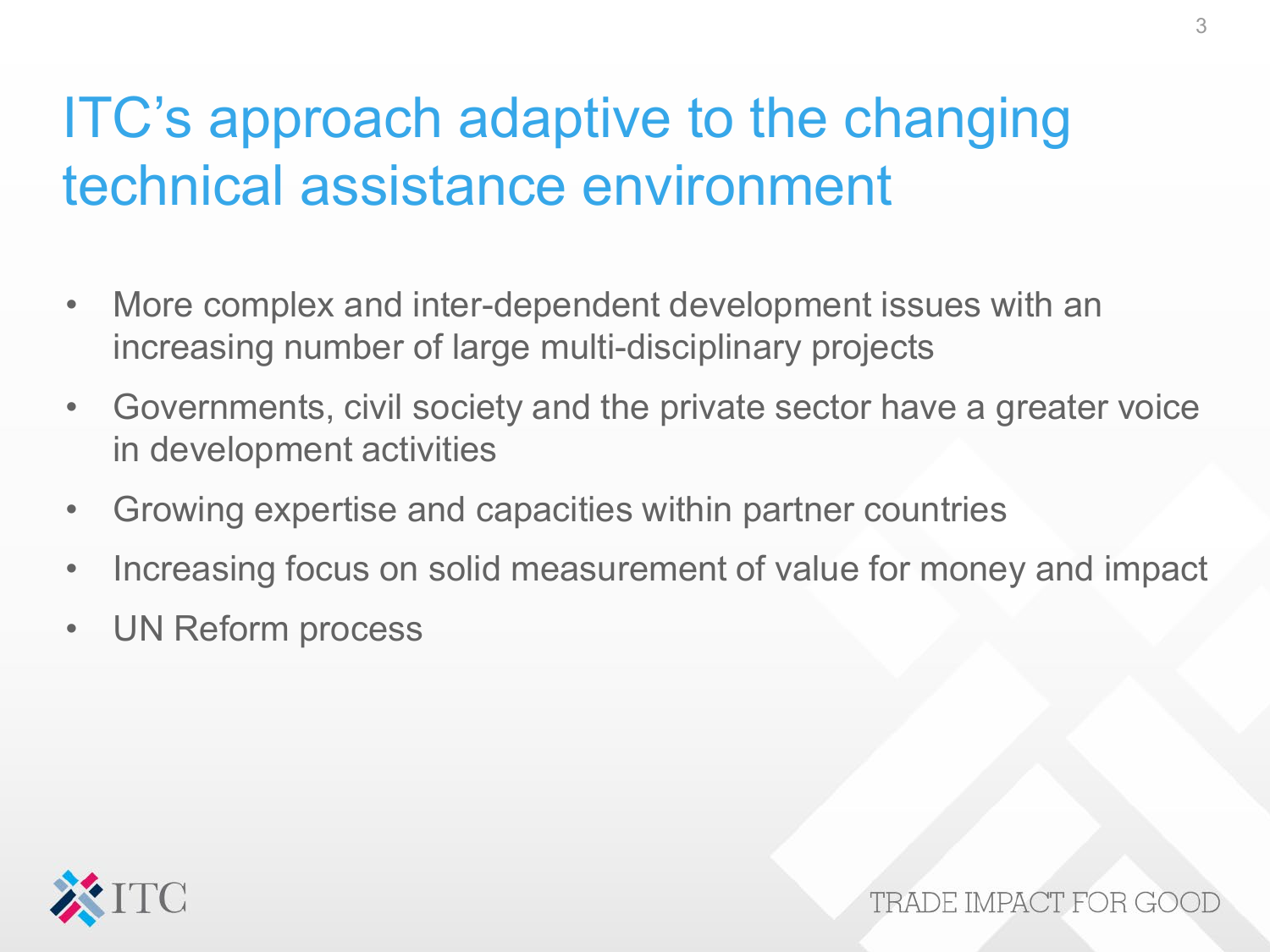# ITC's approach adaptive to the changing technical assistance environment

- More complex and inter-dependent development issues with an increasing number of large multi-disciplinary projects
- Governments, civil society and the private sector have a greater voice in development activities
- Growing expertise and capacities within partner countries
- Increasing focus on solid measurement of value for money and impact
- UN Reform process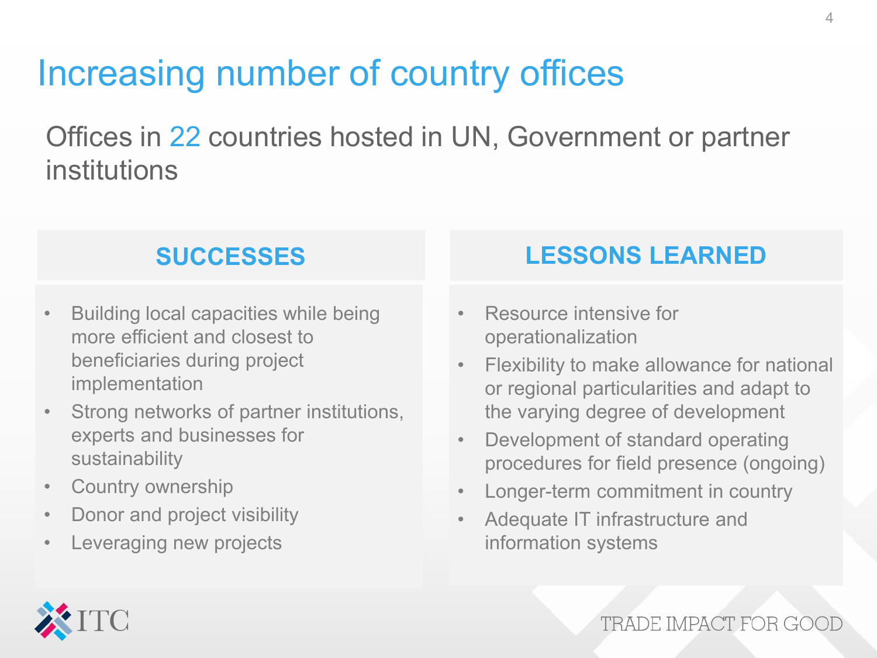# Increasing number of country offices

Offices in 22 countries hosted in UN, Government or partner institutions

## SUCCESSES

- Building local capacities while being more efficient and closest to beneficiaries during project implementation
- Strong networks of partner institutions, experts and businesses for sustainability
- Country ownership
- Donor and project visibility
- Leveraging new projects

## LESSONS LEARNED

- Resource intensive for operationalization
- Flexibility to make allowance for national or regional particularities and adapt to the varying degree of development
- Development of standard operating procedures for field presence (ongoing)
- Longer-term commitment in country
- Adequate IT infrastructure and information systems

ITC

TRADE IMPACT FOR GOOD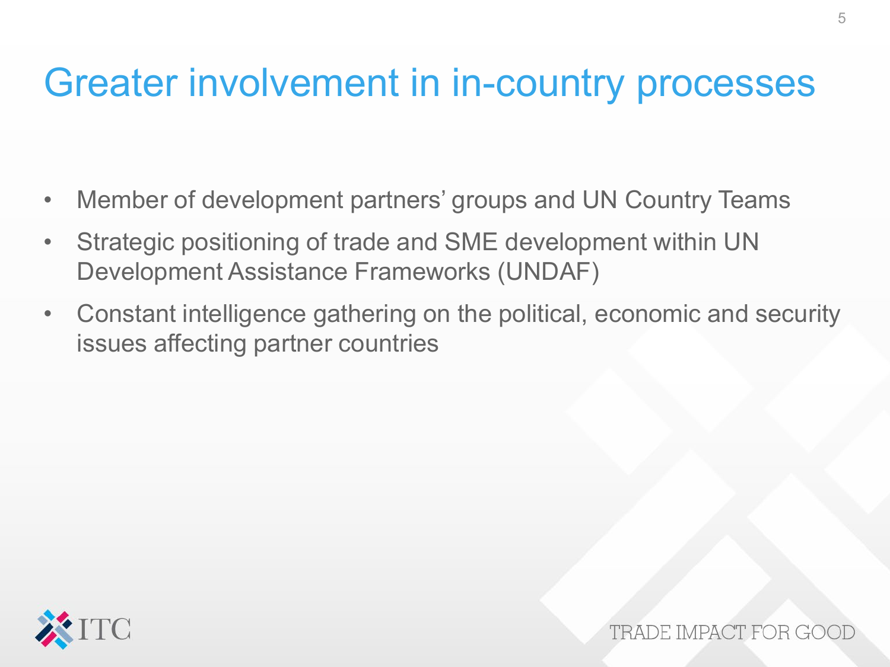# Greater involvement in in-country processes

- Member of development partners' groups and UN Country Teams
- Strategic positioning of trade and SME development within UN Development Assistance Frameworks (UNDAF)
- Constant intelligence gathering on the political, economic and security issues affecting partner countries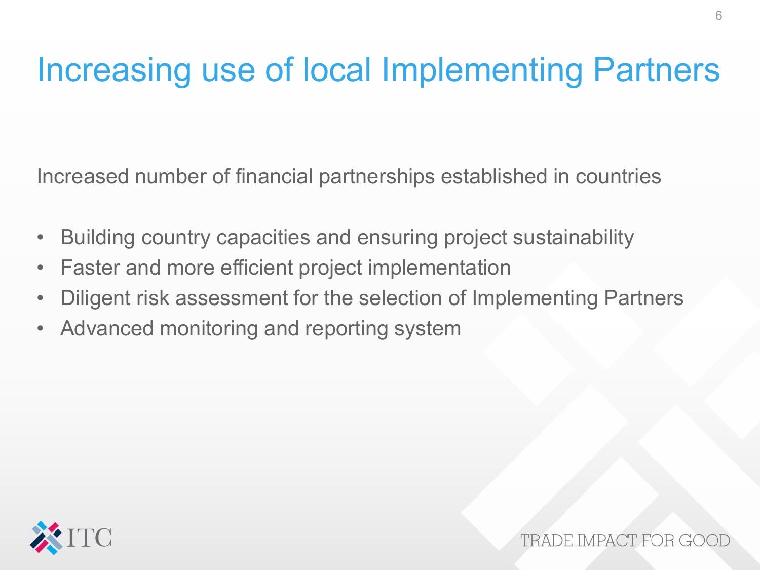# Increasing use of local Implementing Partners

Increased number of financial partnerships established in countries

- Building country capacities and ensuring project sustainability
- Faster and more efficient project implementation
- Diligent risk assessment for the selection of Implementing Partners
- Advanced monitoring and reporting system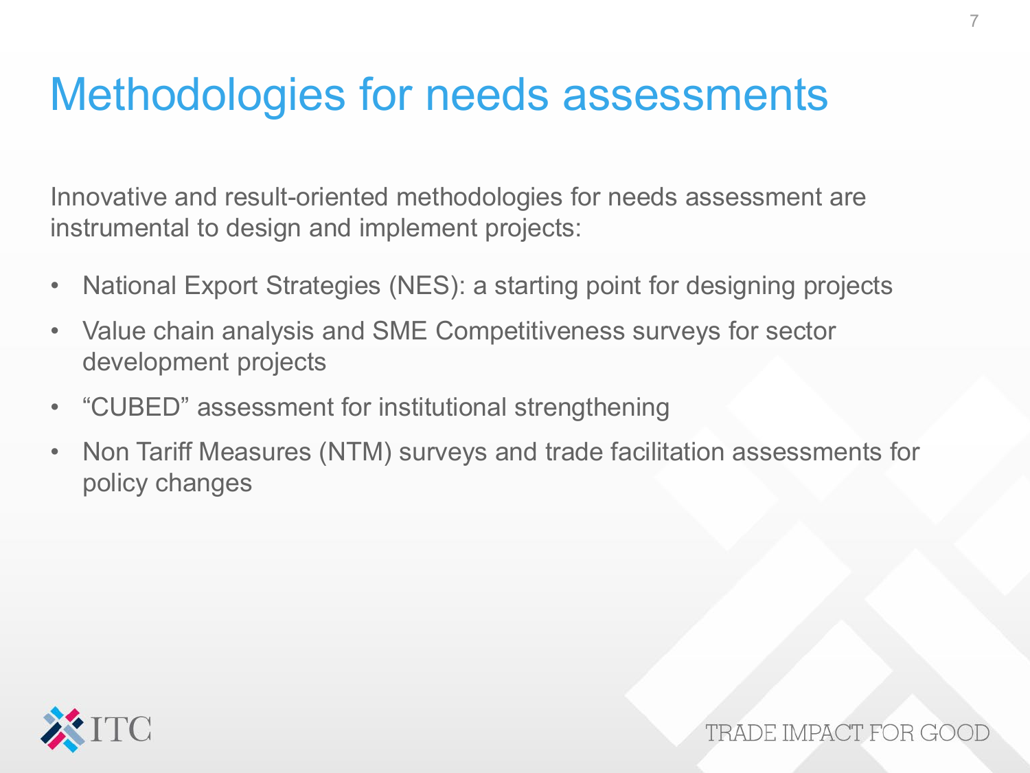# Methodologies for needs assessments

Innovative and result-oriented methodologies for needs assessment are instrumental to design and implement projects:

- National Export Strategies (NES): a starting point for designing projects
- Value chain analysis and SME Competitiveness surveys for sector development projects
- "CUBED" assessment for institutional strengthening
- Non Tariff Measures (NTM) surveys and trade facilitation assessments for policy changes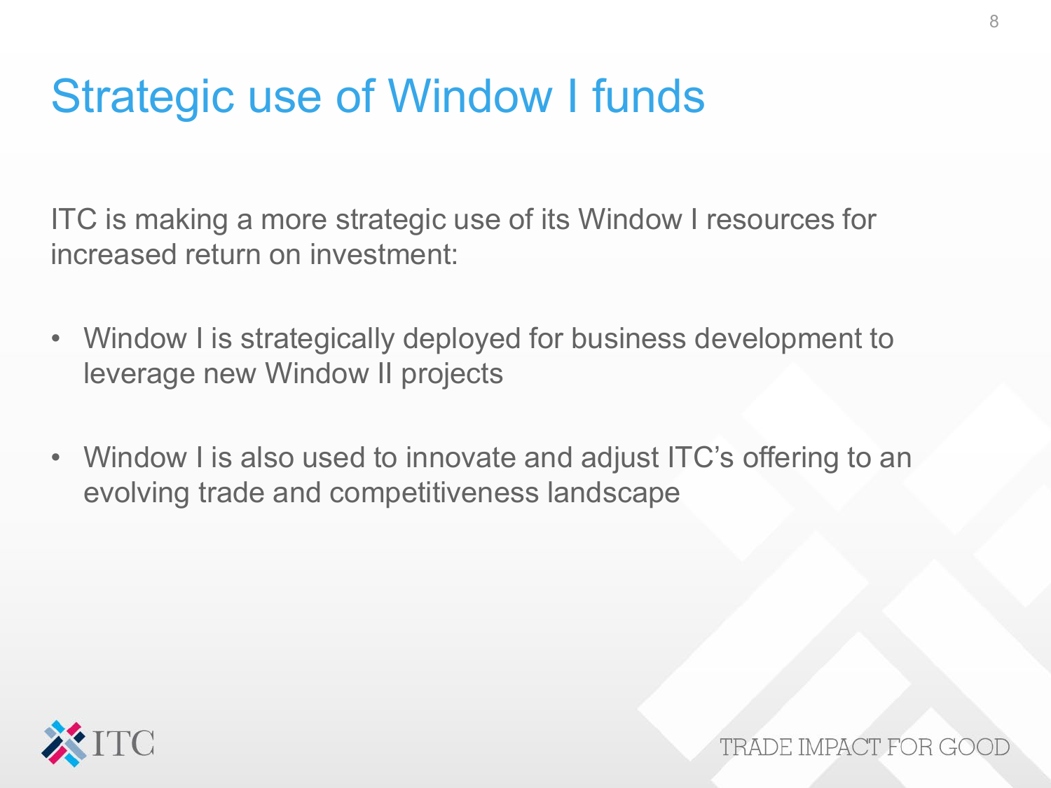# Strategic use of Window I funds

ITC is making a more strategic use of its Window I resources for increased return on investment:

- Window I is strategically deployed for business development to leverage new Window II projects
- Window I is also used to innovate and adjust ITC's offering to an evolving trade and competitiveness landscape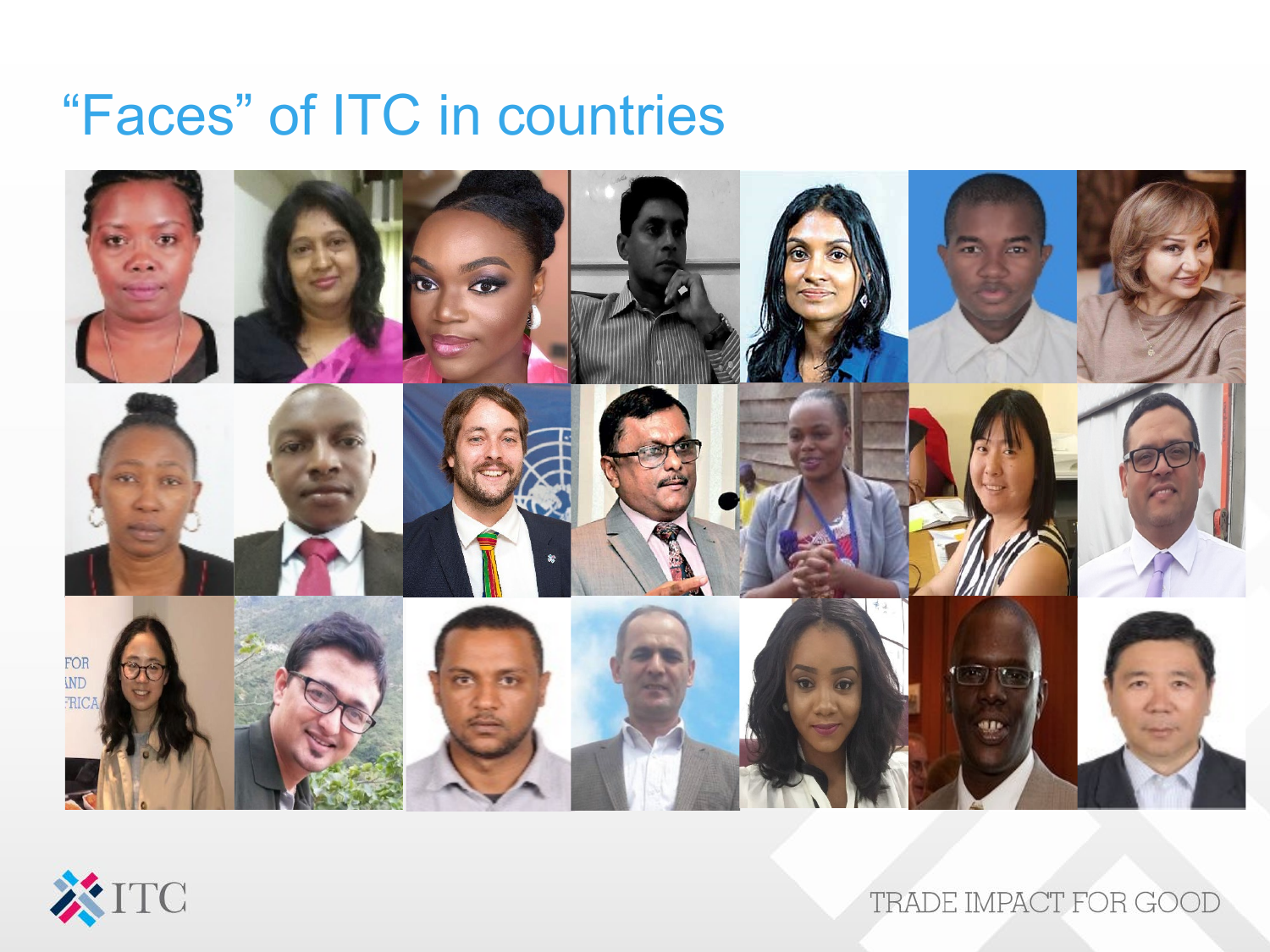# "Faces" of ITC in countries